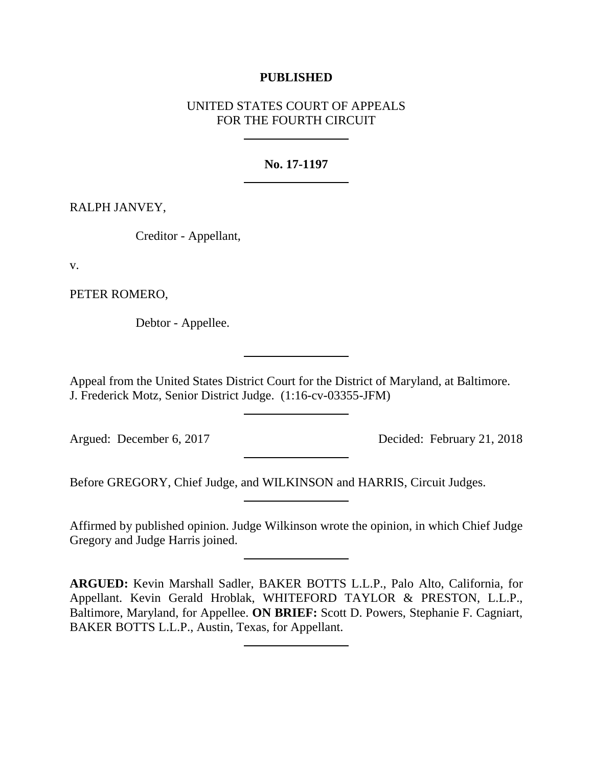**PUBLISHED**

UNITED STATES COURT OF APPEALS
FOR THE FOURTH CIRCUIT

---

**No. 17-1197**

---

RALPH JANVEY,

Creditor - Appellant,

v.

PETER ROMERO,

Debtor - Appellee.

---

Appeal from the United States District Court for the District of Maryland, at Baltimore. J. Frederick Motz, Senior District Judge. (1:16-cv-03355-JFM)

---

Argued: December 6, 2017 Decided: February 21, 2018

---

Before GREGORY, Chief Judge, and WILKINSON and HARRIS, Circuit Judges.

---

Affirmed by published opinion. Judge Wilkinson wrote the opinion, in which Chief Judge Gregory and Judge Harris joined.

---

**ARGUED:** Kevin Marshall Sadler, BAKER BOTTS L.L.P., Palo Alto, California, for Appellant. Kevin Gerald Hroblak, WHITEFORD TAYLOR & PRESTON, L.L.P., Baltimore, Maryland, for Appellee. **ON BRIEF:** Scott D. Powers, Stephanie F. Cagniart, BAKER BOTTS L.L.P., Austin, Texas, for Appellant.

---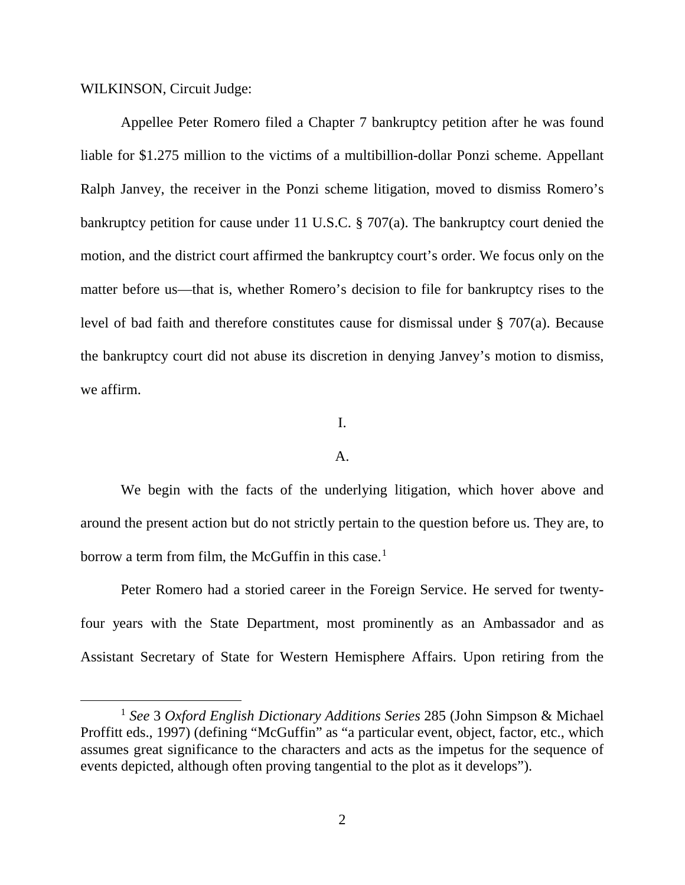WILKINSON, Circuit Judge:

Appellee Peter Romero filed a Chapter 7 bankruptcy petition after he was found liable for $1.275 million to the victims of a multibillion-dollar Ponzi scheme. Appellant Ralph Janvey, the receiver in the Ponzi scheme litigation, moved to dismiss Romero's bankruptcy petition for cause under 11 U.S.C. § 707(a). The bankruptcy court denied the motion, and the district court affirmed the bankruptcy court's order. We focus only on the matter before us—that is, whether Romero's decision to file for bankruptcy rises to the level of bad faith and therefore constitutes cause for dismissal under § 707(a). Because the bankruptcy court did not abuse its discretion in denying Janvey's motion to dismiss, we affirm.

I.

A.

We begin with the facts of the underlying litigation, which hover above and around the present action but do not strictly pertain to the question before us. They are, to borrow a term from film, the McGuffin in this case.[1]

Peter Romero had a storied career in the Foreign Service. He served for twenty-four years with the State Department, most prominently as an Ambassador and as Assistant Secretary of State for Western Hemisphere Affairs. Upon retiring from the

[1] *See* 3 *Oxford English Dictionary Additions Series* 285 (John Simpson & Michael Proffitt eds., 1997) (defining "McGuffin" as "a particular event, object, factor, etc., which assumes great significance to the characters and acts as the impetus for the sequence of events depicted, although often proving tangential to the plot as it develops").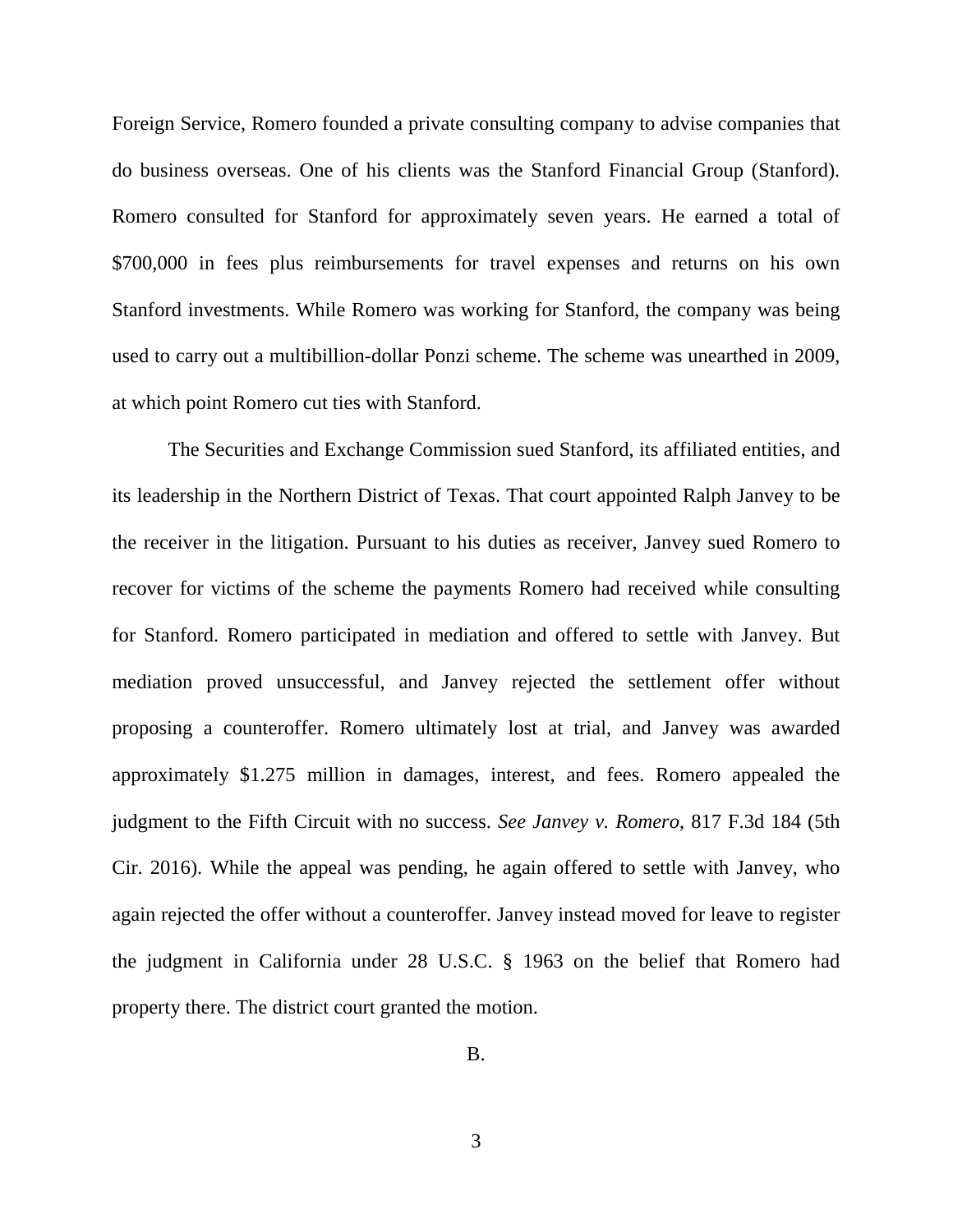Foreign Service, Romero founded a private consulting company to advise companies that do business overseas. One of his clients was the Stanford Financial Group (Stanford). Romero consulted for Stanford for approximately seven years. He earned a total of $700,000 in fees plus reimbursements for travel expenses and returns on his own Stanford investments. While Romero was working for Stanford, the company was being used to carry out a multibillion-dollar Ponzi scheme. The scheme was unearthed in 2009, at which point Romero cut ties with Stanford.

The Securities and Exchange Commission sued Stanford, its affiliated entities, and its leadership in the Northern District of Texas. That court appointed Ralph Janvey to be the receiver in the litigation. Pursuant to his duties as receiver, Janvey sued Romero to recover for victims of the scheme the payments Romero had received while consulting for Stanford. Romero participated in mediation and offered to settle with Janvey. But mediation proved unsuccessful, and Janvey rejected the settlement offer without proposing a counteroffer. Romero ultimately lost at trial, and Janvey was awarded approximately $1.275 million in damages, interest, and fees. Romero appealed the judgment to the Fifth Circuit with no success. *See Janvey v. Romero*, 817 F.3d 184 (5th Cir. 2016). While the appeal was pending, he again offered to settle with Janvey, who again rejected the offer without a counteroffer. Janvey instead moved for leave to register the judgment in California under 28 U.S.C. § 1963 on the belief that Romero had property there. The district court granted the motion.

B.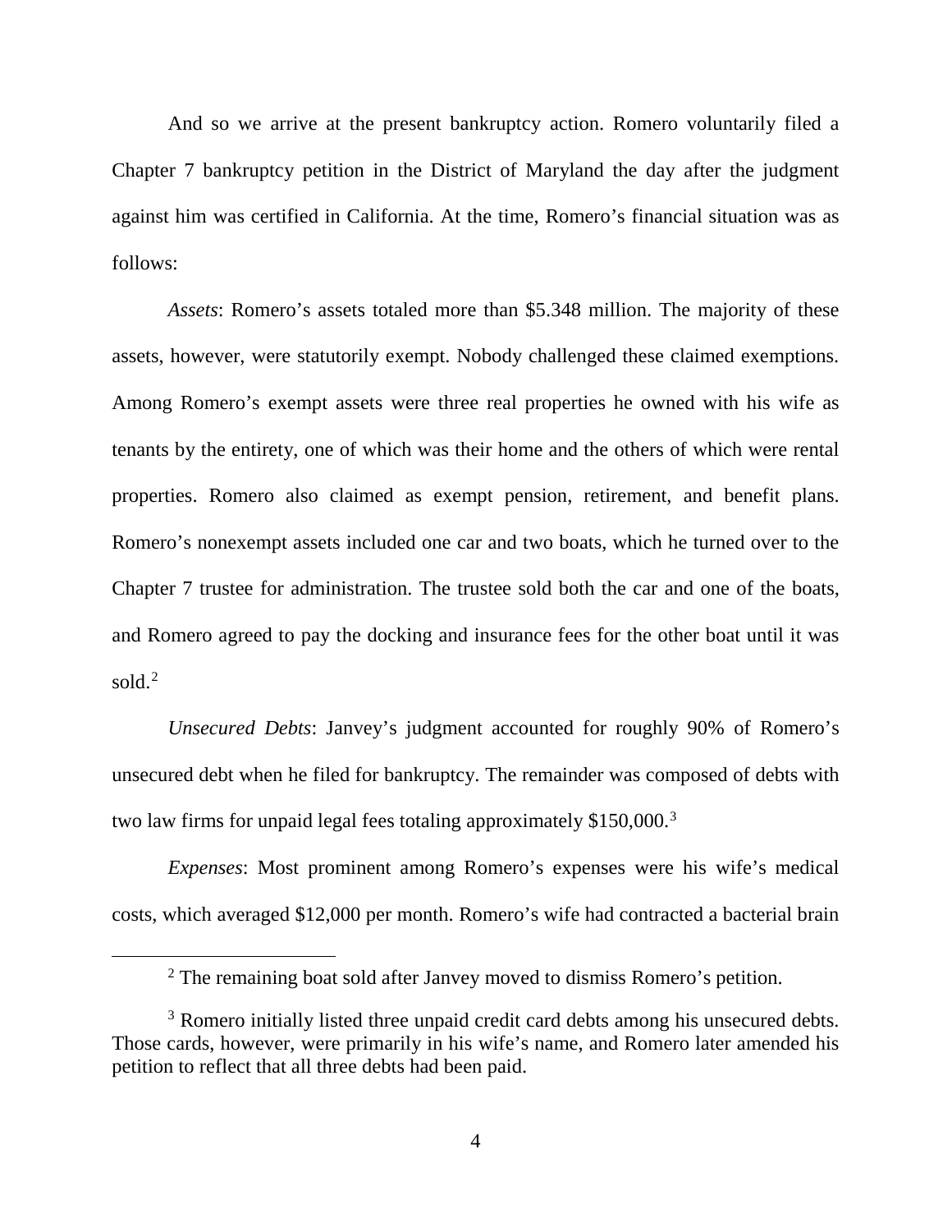And so we arrive at the present bankruptcy action. Romero voluntarily filed a Chapter 7 bankruptcy petition in the District of Maryland the day after the judgment against him was certified in California. At the time, Romero's financial situation was as follows:

*Assets*: Romero's assets totaled more than $5.348 million. The majority of these assets, however, were statutorily exempt. Nobody challenged these claimed exemptions. Among Romero's exempt assets were three real properties he owned with his wife as tenants by the entirety, one of which was their home and the others of which were rental properties. Romero also claimed as exempt pension, retirement, and benefit plans. Romero's nonexempt assets included one car and two boats, which he turned over to the Chapter 7 trustee for administration. The trustee sold both the car and one of the boats, and Romero agreed to pay the docking and insurance fees for the other boat until it was sold.[2]

*Unsecured Debts*: Janvey's judgment accounted for roughly 90% of Romero's unsecured debt when he filed for bankruptcy. The remainder was composed of debts with two law firms for unpaid legal fees totaling approximately $150,000.[3]

*Expenses*: Most prominent among Romero's expenses were his wife's medical costs, which averaged $12,000 per month. Romero's wife had contracted a bacterial brain

---

[2] The remaining boat sold after Janvey moved to dismiss Romero's petition.

[3] Romero initially listed three unpaid credit card debts among his unsecured debts. Those cards, however, were primarily in his wife's name, and Romero later amended his petition to reflect that all three debts had been paid.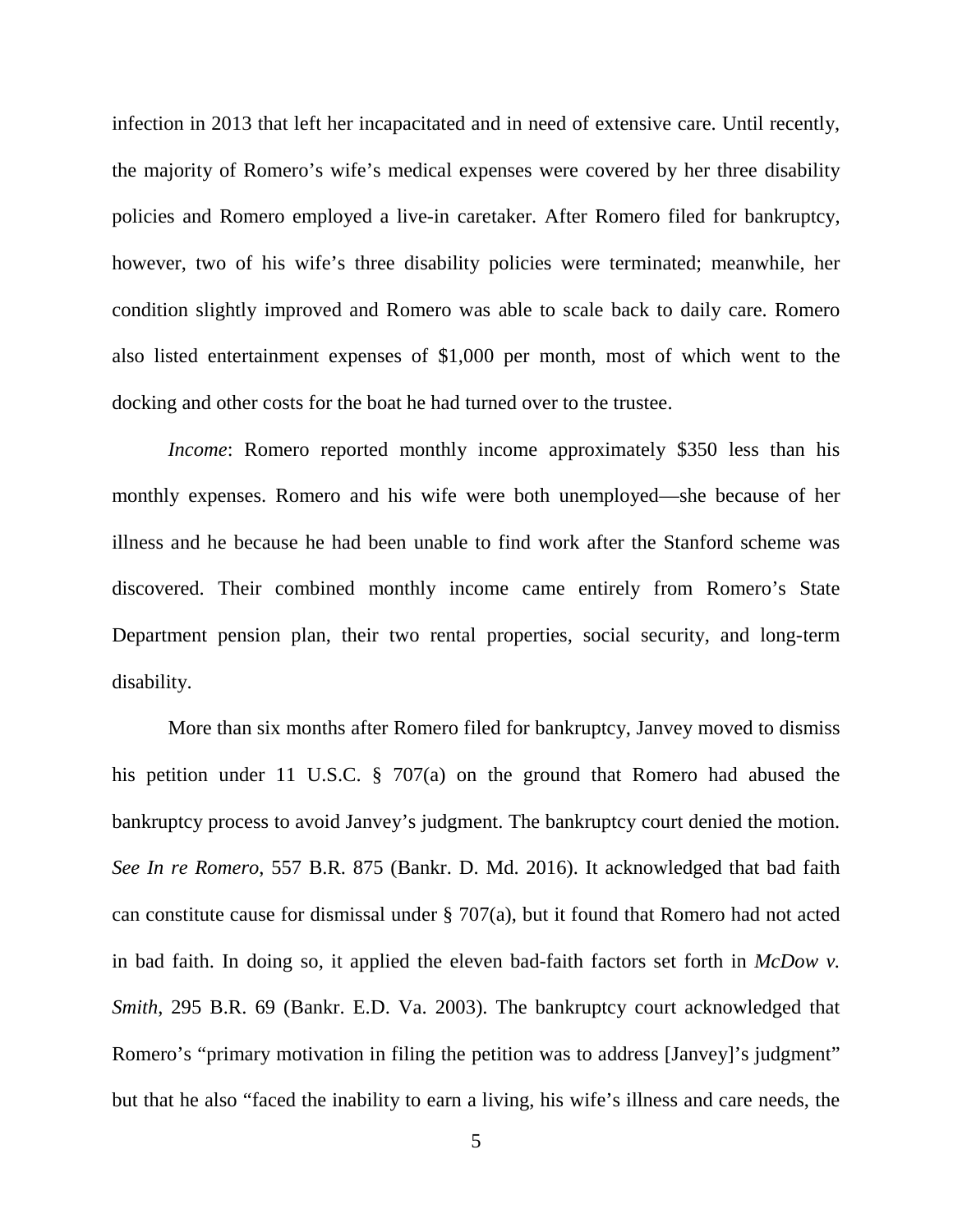infection in 2013 that left her incapacitated and in need of extensive care. Until recently, the majority of Romero's wife's medical expenses were covered by her three disability policies and Romero employed a live-in caretaker. After Romero filed for bankruptcy, however, two of his wife's three disability policies were terminated; meanwhile, her condition slightly improved and Romero was able to scale back to daily care. Romero also listed entertainment expenses of $1,000 per month, most of which went to the docking and other costs for the boat he had turned over to the trustee.

*Income*: Romero reported monthly income approximately $350 less than his monthly expenses. Romero and his wife were both unemployed—she because of her illness and he because he had been unable to find work after the Stanford scheme was discovered. Their combined monthly income came entirely from Romero's State Department pension plan, their two rental properties, social security, and long-term disability.

More than six months after Romero filed for bankruptcy, Janvey moved to dismiss his petition under 11 U.S.C. § 707(a) on the ground that Romero had abused the bankruptcy process to avoid Janvey's judgment. The bankruptcy court denied the motion. *See In re Romero*, 557 B.R. 875 (Bankr. D. Md. 2016). It acknowledged that bad faith can constitute cause for dismissal under § 707(a), but it found that Romero had not acted in bad faith. In doing so, it applied the eleven bad-faith factors set forth in *McDow v. Smith*, 295 B.R. 69 (Bankr. E.D. Va. 2003). The bankruptcy court acknowledged that Romero's "primary motivation in filing the petition was to address [Janvey]'s judgment" but that he also "faced the inability to earn a living, his wife's illness and care needs, the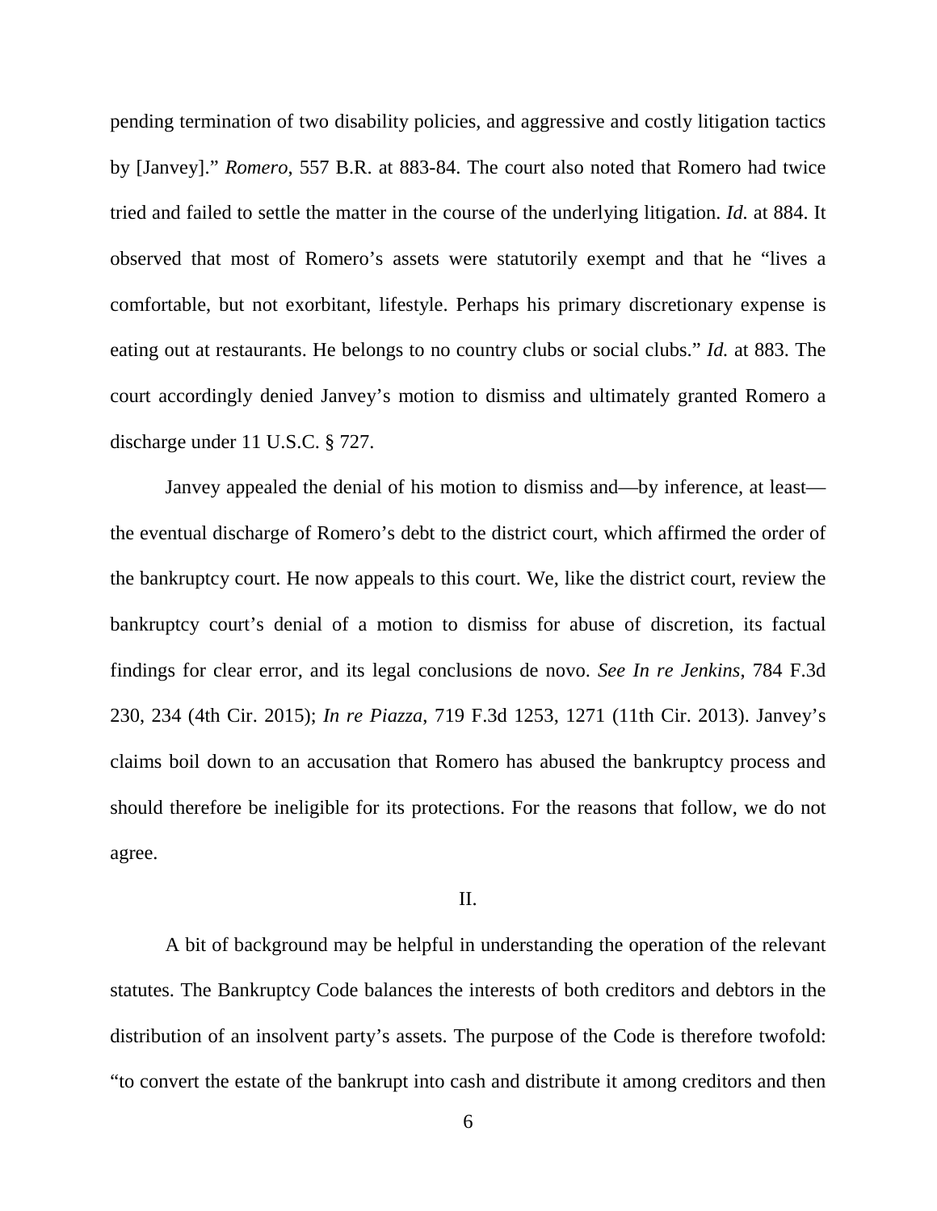pending termination of two disability policies, and aggressive and costly litigation tactics by [Janvey]." *Romero*, 557 B.R. at 883-84. The court also noted that Romero had twice tried and failed to settle the matter in the course of the underlying litigation. *Id.* at 884. It observed that most of Romero's assets were statutorily exempt and that he "lives a comfortable, but not exorbitant, lifestyle. Perhaps his primary discretionary expense is eating out at restaurants. He belongs to no country clubs or social clubs." *Id.* at 883. The court accordingly denied Janvey's motion to dismiss and ultimately granted Romero a discharge under 11 U.S.C. § 727.

Janvey appealed the denial of his motion to dismiss and—by inference, at least—the eventual discharge of Romero's debt to the district court, which affirmed the order of the bankruptcy court. He now appeals to this court. We, like the district court, review the bankruptcy court's denial of a motion to dismiss for abuse of discretion, its factual findings for clear error, and its legal conclusions de novo. *See In re Jenkins*, 784 F.3d 230, 234 (4th Cir. 2015); *In re Piazza*, 719 F.3d 1253, 1271 (11th Cir. 2013). Janvey's claims boil down to an accusation that Romero has abused the bankruptcy process and should therefore be ineligible for its protections. For the reasons that follow, we do not agree.

## II.

A bit of background may be helpful in understanding the operation of the relevant statutes. The Bankruptcy Code balances the interests of both creditors and debtors in the distribution of an insolvent party's assets. The purpose of the Code is therefore twofold: "to convert the estate of the bankrupt into cash and distribute it among creditors and then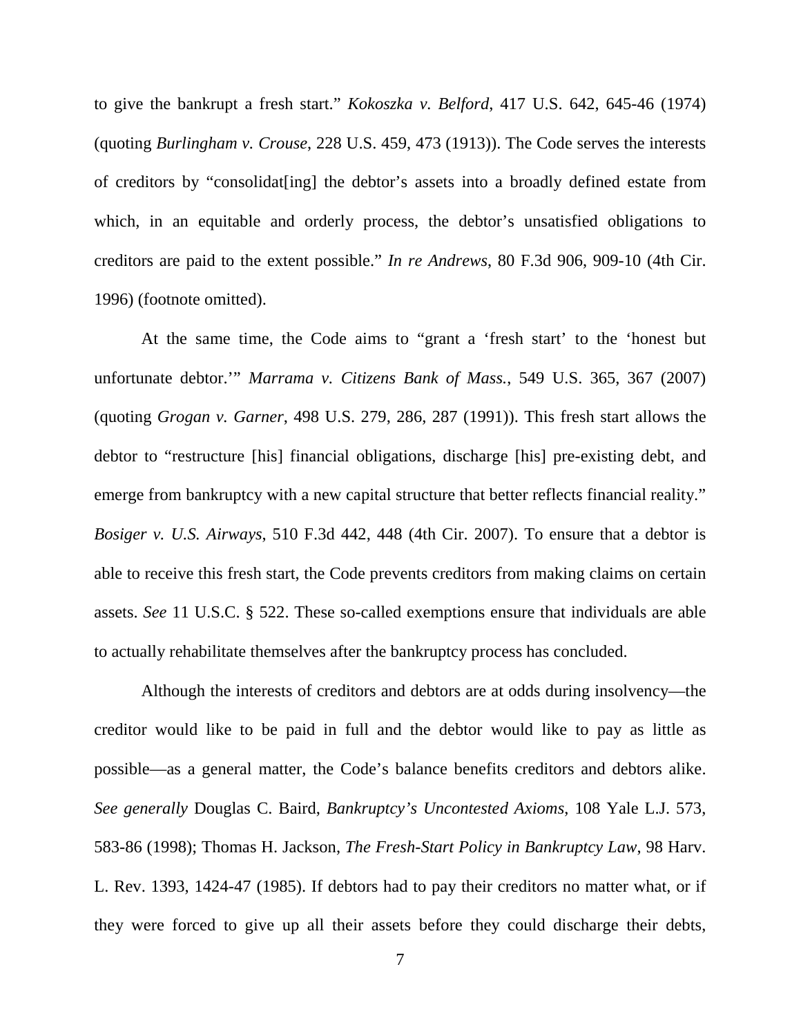to give the bankrupt a fresh start." *Kokoszka v. Belford*, 417 U.S. 642, 645-46 (1974) (quoting *Burlingham v. Crouse*, 228 U.S. 459, 473 (1913)). The Code serves the interests of creditors by "consolidat[ing] the debtor's assets into a broadly defined estate from which, in an equitable and orderly process, the debtor's unsatisfied obligations to creditors are paid to the extent possible." *In re Andrews*, 80 F.3d 906, 909-10 (4th Cir. 1996) (footnote omitted).

At the same time, the Code aims to "grant a 'fresh start' to the 'honest but unfortunate debtor.'" *Marrama v. Citizens Bank of Mass.*, 549 U.S. 365, 367 (2007) (quoting *Grogan v. Garner*, 498 U.S. 279, 286, 287 (1991)). This fresh start allows the debtor to "restructure [his] financial obligations, discharge [his] pre-existing debt, and emerge from bankruptcy with a new capital structure that better reflects financial reality." *Bosiger v. U.S. Airways*, 510 F.3d 442, 448 (4th Cir. 2007). To ensure that a debtor is able to receive this fresh start, the Code prevents creditors from making claims on certain assets. *See* 11 U.S.C. § 522. These so-called exemptions ensure that individuals are able to actually rehabilitate themselves after the bankruptcy process has concluded.

Although the interests of creditors and debtors are at odds during insolvency—the creditor would like to be paid in full and the debtor would like to pay as little as possible—as a general matter, the Code's balance benefits creditors and debtors alike. *See generally* Douglas C. Baird, *Bankruptcy's Uncontested Axioms*, 108 Yale L.J. 573, 583-86 (1998); Thomas H. Jackson, *The Fresh-Start Policy in Bankruptcy Law*, 98 Harv. L. Rev. 1393, 1424-47 (1985). If debtors had to pay their creditors no matter what, or if they were forced to give up all their assets before they could discharge their debts,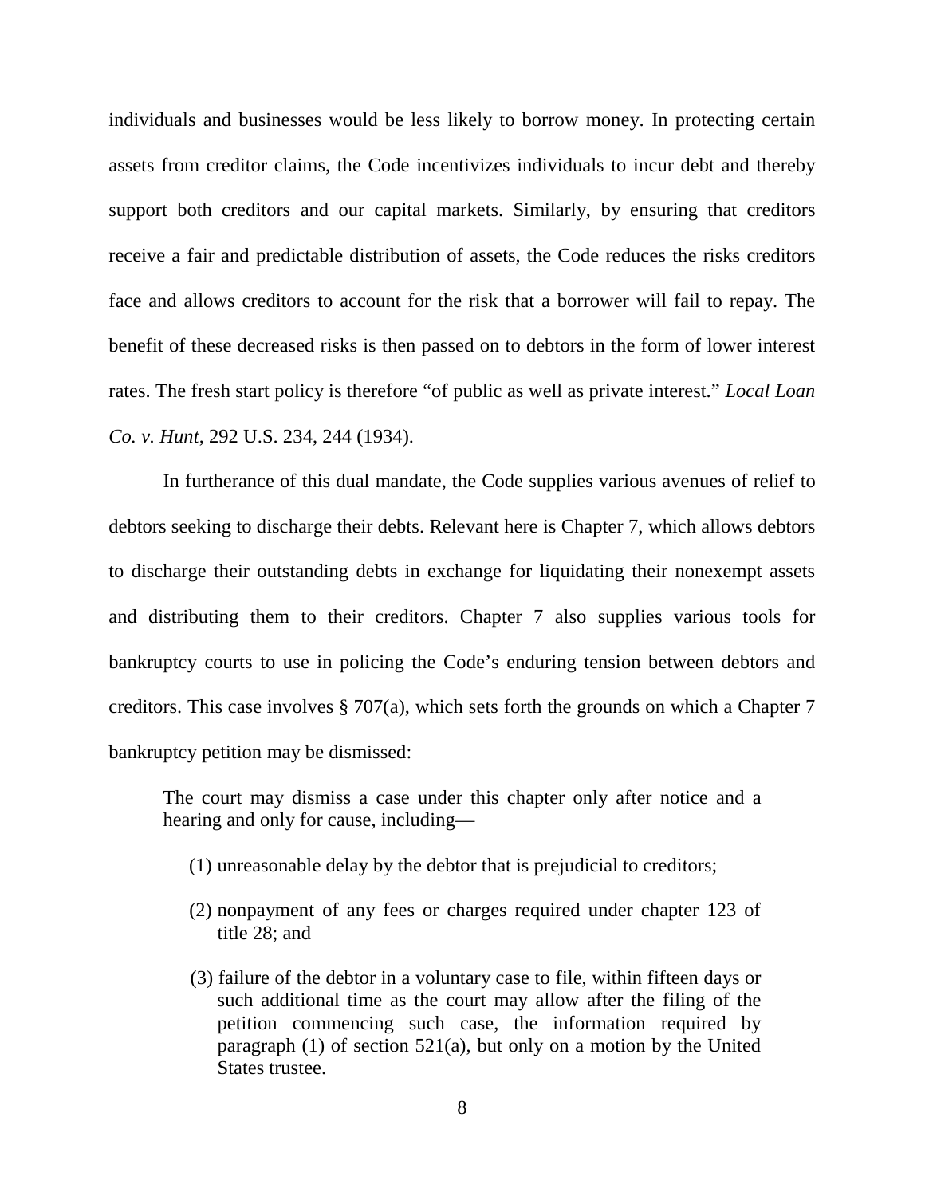individuals and businesses would be less likely to borrow money. In protecting certain assets from creditor claims, the Code incentivizes individuals to incur debt and thereby support both creditors and our capital markets. Similarly, by ensuring that creditors receive a fair and predictable distribution of assets, the Code reduces the risks creditors face and allows creditors to account for the risk that a borrower will fail to repay. The benefit of these decreased risks is then passed on to debtors in the form of lower interest rates. The fresh start policy is therefore "of public as well as private interest." *Local Loan Co. v. Hunt*, 292 U.S. 234, 244 (1934).

In furtherance of this dual mandate, the Code supplies various avenues of relief to debtors seeking to discharge their debts. Relevant here is Chapter 7, which allows debtors to discharge their outstanding debts in exchange for liquidating their nonexempt assets and distributing them to their creditors. Chapter 7 also supplies various tools for bankruptcy courts to use in policing the Code's enduring tension between debtors and creditors. This case involves § 707(a), which sets forth the grounds on which a Chapter 7 bankruptcy petition may be dismissed:

> The court may dismiss a case under this chapter only after notice and a hearing and only for cause, including—
>
> (1) unreasonable delay by the debtor that is prejudicial to creditors;
>
> (2) nonpayment of any fees or charges required under chapter 123 of title 28; and
>
> (3) failure of the debtor in a voluntary case to file, within fifteen days or such additional time as the court may allow after the filing of the petition commencing such case, the information required by paragraph (1) of section 521(a), but only on a motion by the United States trustee.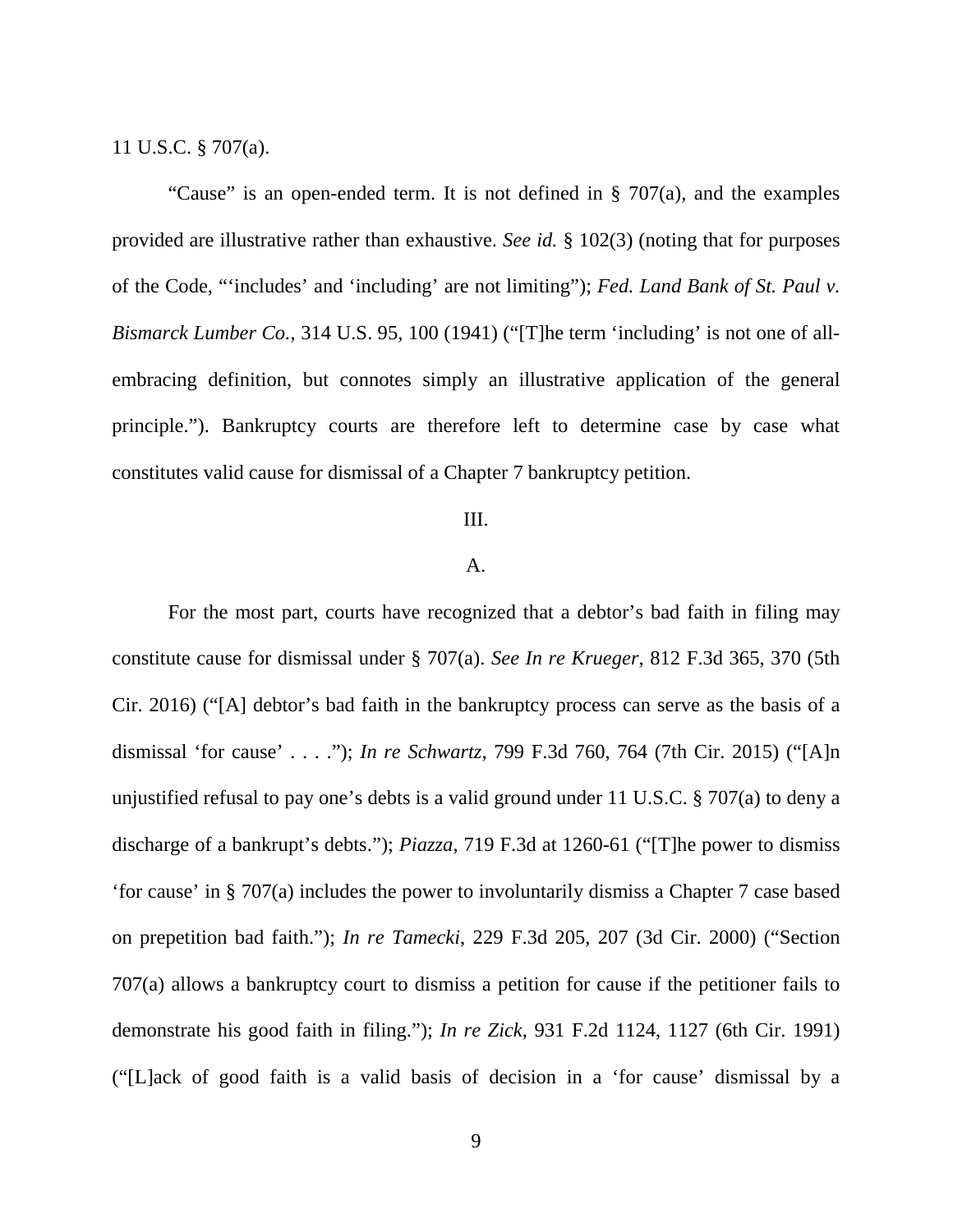11 U.S.C. § 707(a).

"Cause" is an open-ended term. It is not defined in § 707(a), and the examples provided are illustrative rather than exhaustive. *See id.* § 102(3) (noting that for purposes of the Code, "'includes' and 'including' are not limiting"); *Fed. Land Bank of St. Paul v. Bismarck Lumber Co.*, 314 U.S. 95, 100 (1941) ("[T]he term 'including' is not one of all-embracing definition, but connotes simply an illustrative application of the general principle."). Bankruptcy courts are therefore left to determine case by case what constitutes valid cause for dismissal of a Chapter 7 bankruptcy petition.

III.

A.

For the most part, courts have recognized that a debtor's bad faith in filing may constitute cause for dismissal under § 707(a). *See In re Krueger*, 812 F.3d 365, 370 (5th Cir. 2016) ("[A] debtor's bad faith in the bankruptcy process can serve as the basis of a dismissal 'for cause' . . . ."); *In re Schwartz*, 799 F.3d 760, 764 (7th Cir. 2015) ("[A]n unjustified refusal to pay one's debts is a valid ground under 11 U.S.C. § 707(a) to deny a discharge of a bankrupt's debts."); *Piazza*, 719 F.3d at 1260-61 ("[T]he power to dismiss 'for cause' in § 707(a) includes the power to involuntarily dismiss a Chapter 7 case based on prepetition bad faith."); *In re Tamecki*, 229 F.3d 205, 207 (3d Cir. 2000) ("Section 707(a) allows a bankruptcy court to dismiss a petition for cause if the petitioner fails to demonstrate his good faith in filing."); *In re Zick*, 931 F.2d 1124, 1127 (6th Cir. 1991) ("[L]ack of good faith is a valid basis of decision in a 'for cause' dismissal by a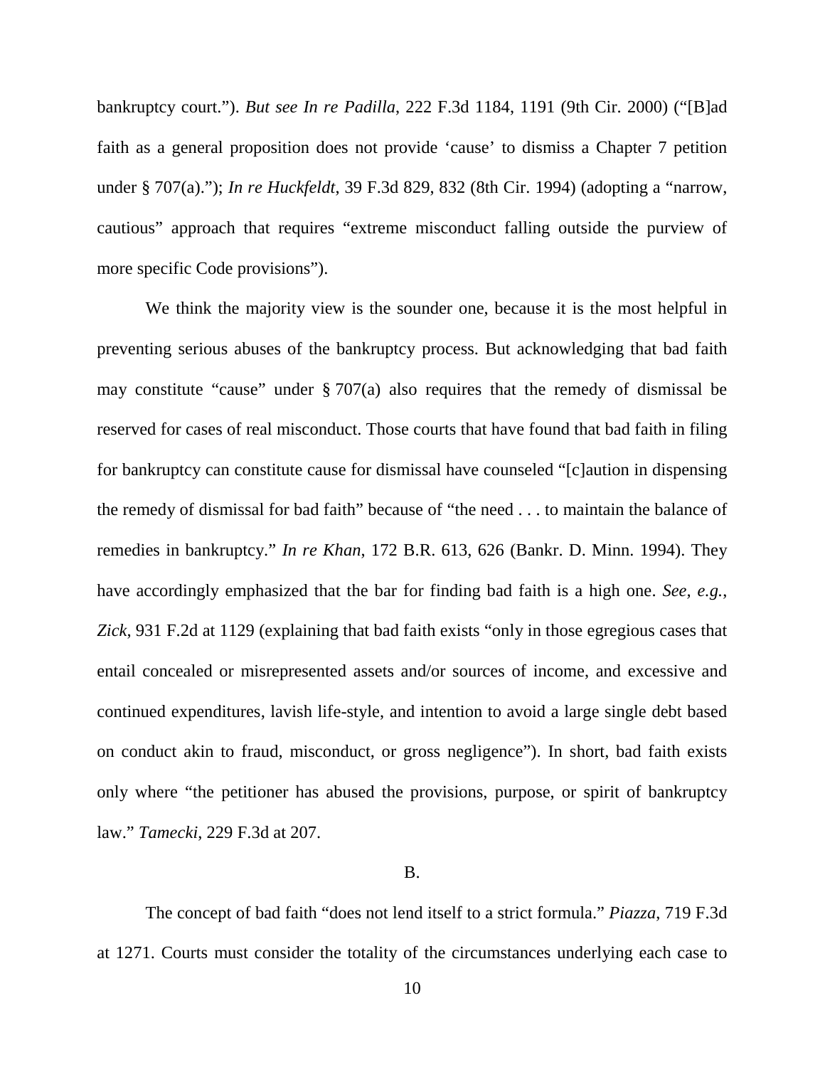bankruptcy court."). *But see In re Padilla*, 222 F.3d 1184, 1191 (9th Cir. 2000) ("[B]ad faith as a general proposition does not provide 'cause' to dismiss a Chapter 7 petition under § 707(a)."); *In re Huckfeldt*, 39 F.3d 829, 832 (8th Cir. 1994) (adopting a "narrow, cautious" approach that requires "extreme misconduct falling outside the purview of more specific Code provisions").

We think the majority view is the sounder one, because it is the most helpful in preventing serious abuses of the bankruptcy process. But acknowledging that bad faith may constitute "cause" under § 707(a) also requires that the remedy of dismissal be reserved for cases of real misconduct. Those courts that have found that bad faith in filing for bankruptcy can constitute cause for dismissal have counseled "[c]aution in dispensing the remedy of dismissal for bad faith" because of "the need . . . to maintain the balance of remedies in bankruptcy." *In re Khan*, 172 B.R. 613, 626 (Bankr. D. Minn. 1994). They have accordingly emphasized that the bar for finding bad faith is a high one. *See, e.g.*, *Zick*, 931 F.2d at 1129 (explaining that bad faith exists "only in those egregious cases that entail concealed or misrepresented assets and/or sources of income, and excessive and continued expenditures, lavish life-style, and intention to avoid a large single debt based on conduct akin to fraud, misconduct, or gross negligence"). In short, bad faith exists only where "the petitioner has abused the provisions, purpose, or spirit of bankruptcy law." *Tamecki*, 229 F.3d at 207.

B.

The concept of bad faith "does not lend itself to a strict formula." *Piazza*, 719 F.3d at 1271. Courts must consider the totality of the circumstances underlying each case to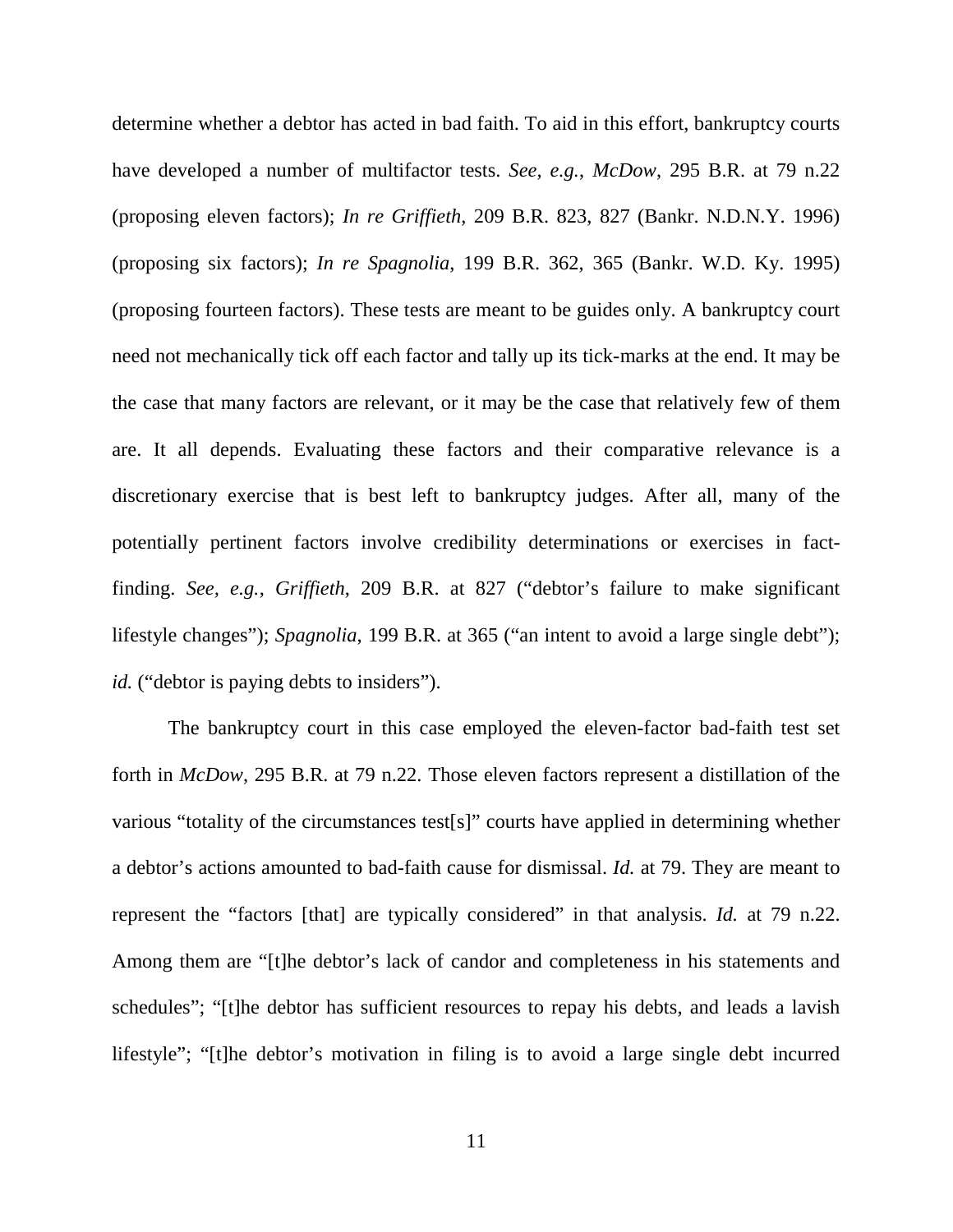determine whether a debtor has acted in bad faith. To aid in this effort, bankruptcy courts have developed a number of multifactor tests. *See, e.g.*, *McDow*, 295 B.R. at 79 n.22 (proposing eleven factors); *In re Griffieth*, 209 B.R. 823, 827 (Bankr. N.D.N.Y. 1996) (proposing six factors); *In re Spagnolia*, 199 B.R. 362, 365 (Bankr. W.D. Ky. 1995) (proposing fourteen factors). These tests are meant to be guides only. A bankruptcy court need not mechanically tick off each factor and tally up its tick-marks at the end. It may be the case that many factors are relevant, or it may be the case that relatively few of them are. It all depends. Evaluating these factors and their comparative relevance is a discretionary exercise that is best left to bankruptcy judges. After all, many of the potentially pertinent factors involve credibility determinations or exercises in fact-finding. *See, e.g.*, *Griffieth*, 209 B.R. at 827 ("debtor's failure to make significant lifestyle changes"); *Spagnolia*, 199 B.R. at 365 ("an intent to avoid a large single debt"); *id.* ("debtor is paying debts to insiders").

The bankruptcy court in this case employed the eleven-factor bad-faith test set forth in *McDow*, 295 B.R. at 79 n.22. Those eleven factors represent a distillation of the various "totality of the circumstances test[s]" courts have applied in determining whether a debtor's actions amounted to bad-faith cause for dismissal. *Id.* at 79. They are meant to represent the "factors [that] are typically considered" in that analysis. *Id.* at 79 n.22. Among them are "[t]he debtor's lack of candor and completeness in his statements and schedules"; "[t]he debtor has sufficient resources to repay his debts, and leads a lavish lifestyle"; "[t]he debtor's motivation in filing is to avoid a large single debt incurred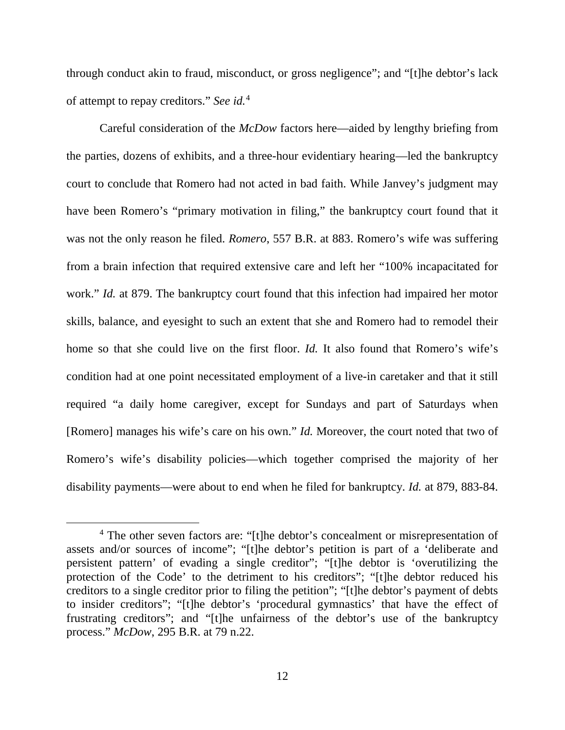through conduct akin to fraud, misconduct, or gross negligence"; and "[t]he debtor's lack of attempt to repay creditors." *See id.*[4]

Careful consideration of the *McDow* factors here—aided by lengthy briefing from the parties, dozens of exhibits, and a three-hour evidentiary hearing—led the bankruptcy court to conclude that Romero had not acted in bad faith. While Janvey's judgment may have been Romero's "primary motivation in filing," the bankruptcy court found that it was not the only reason he filed. *Romero*, 557 B.R. at 883. Romero's wife was suffering from a brain infection that required extensive care and left her "100% incapacitated for work." *Id.* at 879. The bankruptcy court found that this infection had impaired her motor skills, balance, and eyesight to such an extent that she and Romero had to remodel their home so that she could live on the first floor. *Id.* It also found that Romero's wife's condition had at one point necessitated employment of a live-in caretaker and that it still required "a daily home caregiver, except for Sundays and part of Saturdays when [Romero] manages his wife's care on his own." *Id.* Moreover, the court noted that two of Romero's wife's disability policies—which together comprised the majority of her disability payments—were about to end when he filed for bankruptcy. *Id.* at 879, 883-84.

[4] The other seven factors are: "[t]he debtor's concealment or misrepresentation of assets and/or sources of income"; "[t]he debtor's petition is part of a 'deliberate and persistent pattern' of evading a single creditor"; "[t]he debtor is 'overutilizing the protection of the Code' to the detriment to his creditors"; "[t]he debtor reduced his creditors to a single creditor prior to filing the petition"; "[t]he debtor's payment of debts to insider creditors"; "[t]he debtor's 'procedural gymnastics' that have the effect of frustrating creditors"; and "[t]he unfairness of the debtor's use of the bankruptcy process." *McDow*, 295 B.R. at 79 n.22.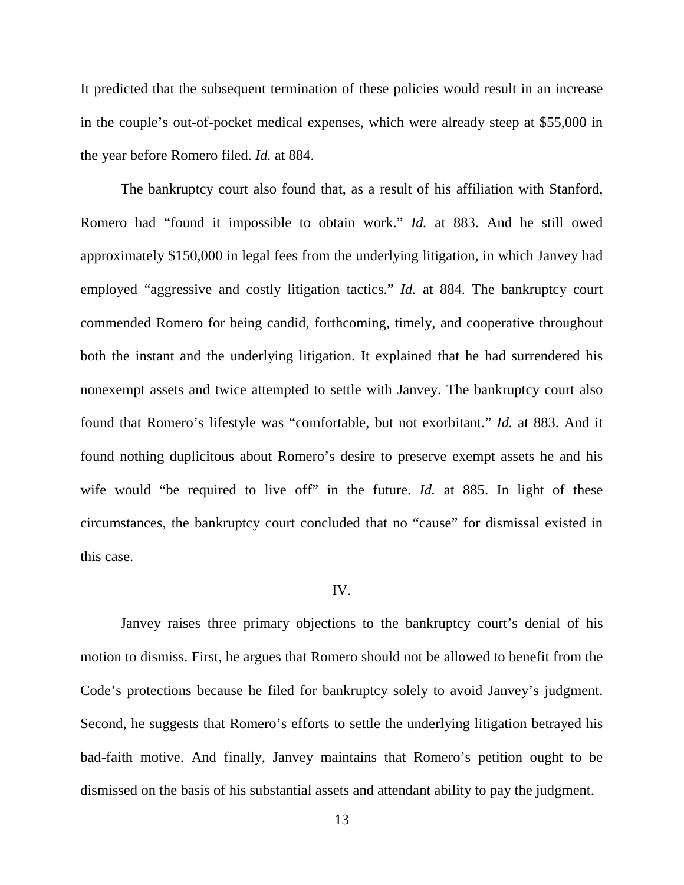It predicted that the subsequent termination of these policies would result in an increase in the couple's out-of-pocket medical expenses, which were already steep at $55,000 in the year before Romero filed. *Id.* at 884.

The bankruptcy court also found that, as a result of his affiliation with Stanford, Romero had "found it impossible to obtain work." *Id.* at 883. And he still owed approximately $150,000 in legal fees from the underlying litigation, in which Janvey had employed "aggressive and costly litigation tactics." *Id.* at 884. The bankruptcy court commended Romero for being candid, forthcoming, timely, and cooperative throughout both the instant and the underlying litigation. It explained that he had surrendered his nonexempt assets and twice attempted to settle with Janvey. The bankruptcy court also found that Romero's lifestyle was "comfortable, but not exorbitant." *Id.* at 883. And it found nothing duplicitous about Romero's desire to preserve exempt assets he and his wife would "be required to live off" in the future. *Id.* at 885. In light of these circumstances, the bankruptcy court concluded that no "cause" for dismissal existed in this case.

IV.

Janvey raises three primary objections to the bankruptcy court's denial of his motion to dismiss. First, he argues that Romero should not be allowed to benefit from the Code's protections because he filed for bankruptcy solely to avoid Janvey's judgment. Second, he suggests that Romero's efforts to settle the underlying litigation betrayed his bad-faith motive. And finally, Janvey maintains that Romero's petition ought to be dismissed on the basis of his substantial assets and attendant ability to pay the judgment.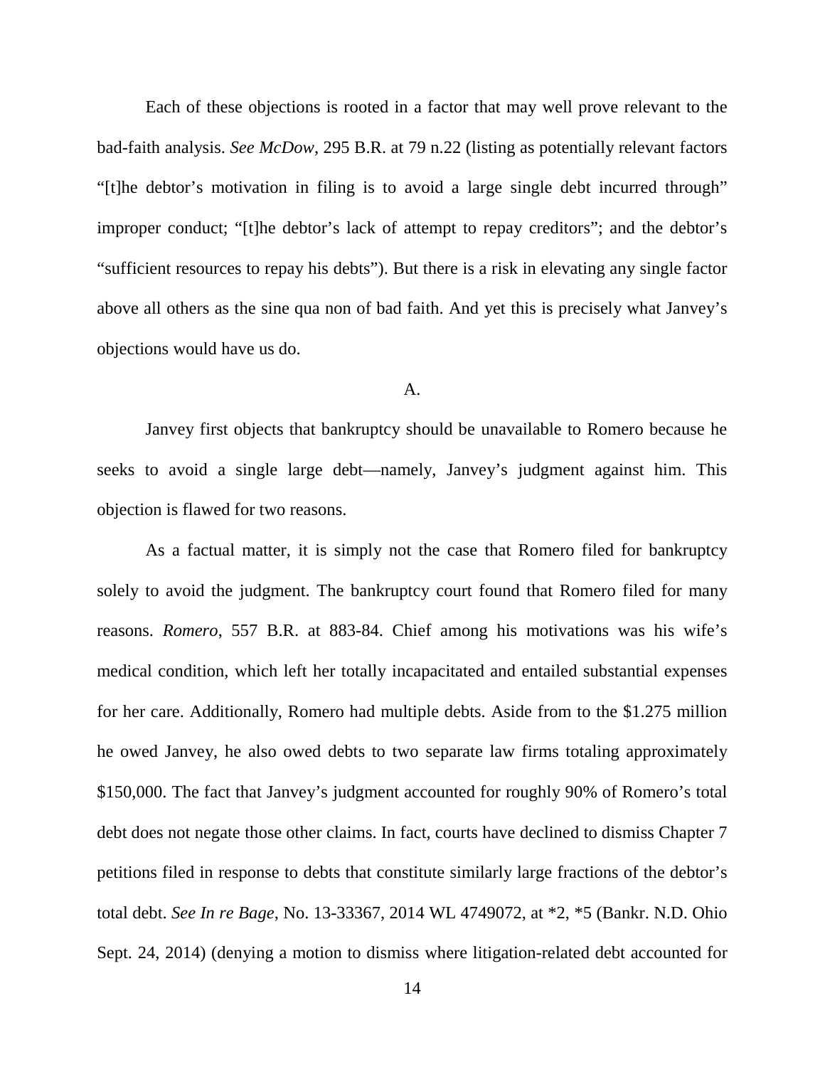Each of these objections is rooted in a factor that may well prove relevant to the bad-faith analysis. *See McDow*, 295 B.R. at 79 n.22 (listing as potentially relevant factors "[t]he debtor's motivation in filing is to avoid a large single debt incurred through" improper conduct; "[t]he debtor's lack of attempt to repay creditors"; and the debtor's "sufficient resources to repay his debts"). But there is a risk in elevating any single factor above all others as the sine qua non of bad faith. And yet this is precisely what Janvey's objections would have us do.

A.

Janvey first objects that bankruptcy should be unavailable to Romero because he seeks to avoid a single large debt—namely, Janvey's judgment against him. This objection is flawed for two reasons.

As a factual matter, it is simply not the case that Romero filed for bankruptcy solely to avoid the judgment. The bankruptcy court found that Romero filed for many reasons. *Romero*, 557 B.R. at 883-84. Chief among his motivations was his wife's medical condition, which left her totally incapacitated and entailed substantial expenses for her care. Additionally, Romero had multiple debts. Aside from to the $1.275 million he owed Janvey, he also owed debts to two separate law firms totaling approximately $150,000. The fact that Janvey's judgment accounted for roughly 90% of Romero's total debt does not negate those other claims. In fact, courts have declined to dismiss Chapter 7 petitions filed in response to debts that constitute similarly large fractions of the debtor's total debt. *See In re Bage*, No. 13-33367, 2014 WL 4749072, at *2, *5 (Bankr. N.D. Ohio Sept. 24, 2014) (denying a motion to dismiss where litigation-related debt accounted for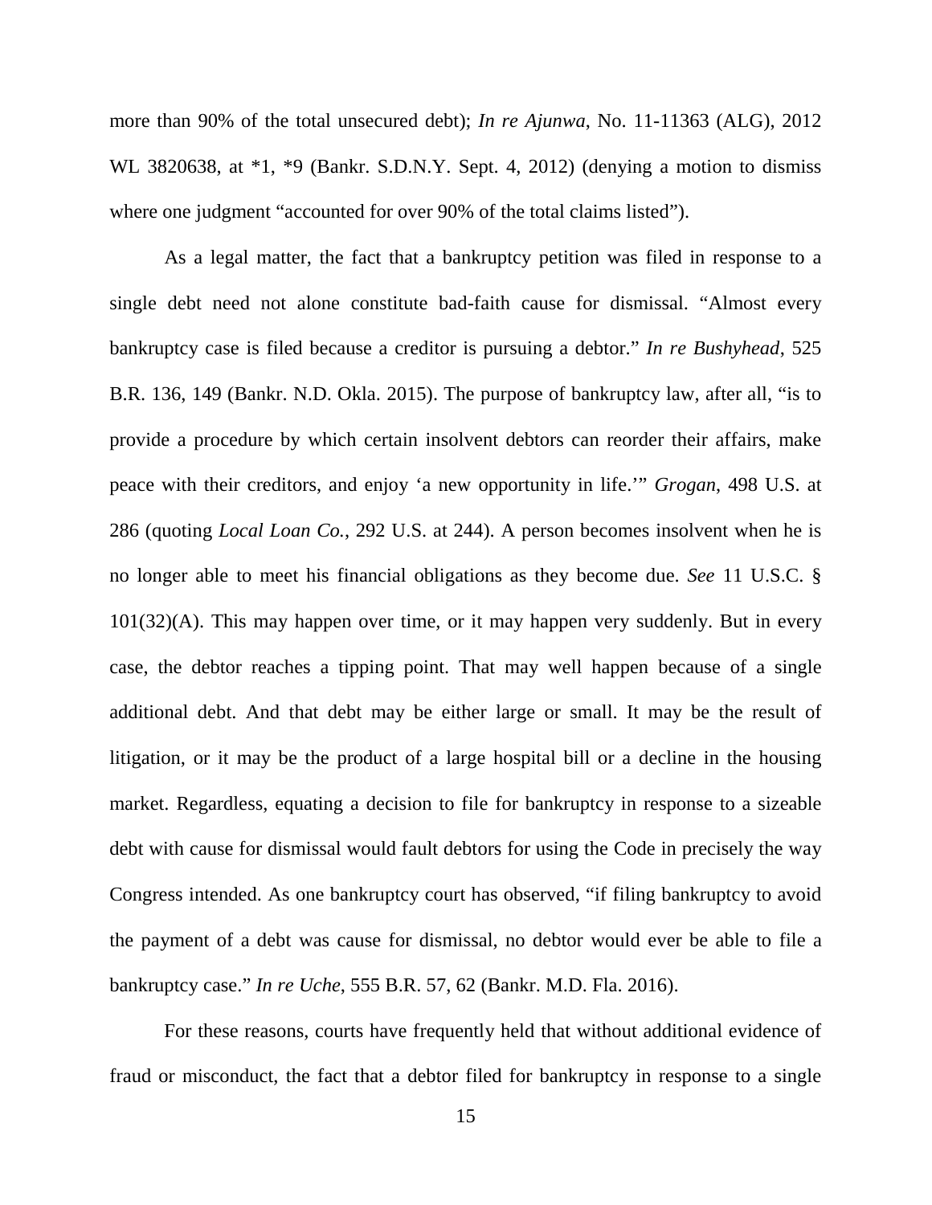more than 90% of the total unsecured debt); *In re Ajunwa*, No. 11-11363 (ALG), 2012 WL 3820638, at *1, *9 (Bankr. S.D.N.Y. Sept. 4, 2012) (denying a motion to dismiss where one judgment "accounted for over 90% of the total claims listed").

As a legal matter, the fact that a bankruptcy petition was filed in response to a single debt need not alone constitute bad-faith cause for dismissal. "Almost every bankruptcy case is filed because a creditor is pursuing a debtor." *In re Bushyhead*, 525 B.R. 136, 149 (Bankr. N.D. Okla. 2015). The purpose of bankruptcy law, after all, "is to provide a procedure by which certain insolvent debtors can reorder their affairs, make peace with their creditors, and enjoy 'a new opportunity in life.'" *Grogan*, 498 U.S. at 286 (quoting *Local Loan Co.*, 292 U.S. at 244). A person becomes insolvent when he is no longer able to meet his financial obligations as they become due. *See* 11 U.S.C. § 101(32)(A). This may happen over time, or it may happen very suddenly. But in every case, the debtor reaches a tipping point. That may well happen because of a single additional debt. And that debt may be either large or small. It may be the result of litigation, or it may be the product of a large hospital bill or a decline in the housing market. Regardless, equating a decision to file for bankruptcy in response to a sizeable debt with cause for dismissal would fault debtors for using the Code in precisely the way Congress intended. As one bankruptcy court has observed, "if filing bankruptcy to avoid the payment of a debt was cause for dismissal, no debtor would ever be able to file a bankruptcy case." *In re Uche*, 555 B.R. 57, 62 (Bankr. M.D. Fla. 2016).

For these reasons, courts have frequently held that without additional evidence of fraud or misconduct, the fact that a debtor filed for bankruptcy in response to a single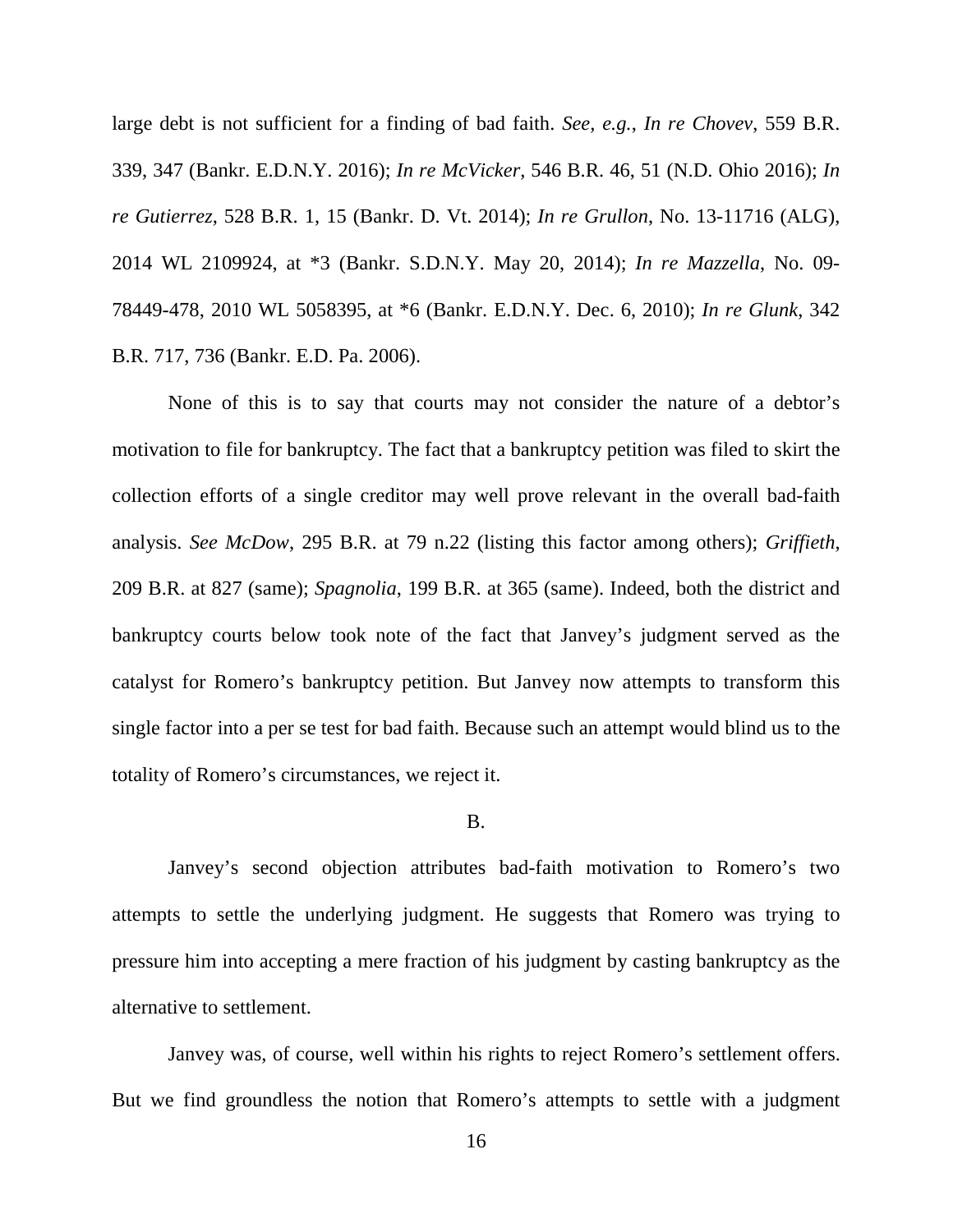large debt is not sufficient for a finding of bad faith. *See, e.g.*, *In re Chovev*, 559 B.R. 339, 347 (Bankr. E.D.N.Y. 2016); *In re McVicker*, 546 B.R. 46, 51 (N.D. Ohio 2016); *In re Gutierrez*, 528 B.R. 1, 15 (Bankr. D. Vt. 2014); *In re Grullon*, No. 13-11716 (ALG), 2014 WL 2109924, at *3 (Bankr. S.D.N.Y. May 20, 2014); *In re Mazzella*, No. 09-78449-478, 2010 WL 5058395, at *6 (Bankr. E.D.N.Y. Dec. 6, 2010); *In re Glunk*, 342 B.R. 717, 736 (Bankr. E.D. Pa. 2006).

None of this is to say that courts may not consider the nature of a debtor's motivation to file for bankruptcy. The fact that a bankruptcy petition was filed to skirt the collection efforts of a single creditor may well prove relevant in the overall bad-faith analysis. *See McDow*, 295 B.R. at 79 n.22 (listing this factor among others); *Griffieth*, 209 B.R. at 827 (same); *Spagnolia*, 199 B.R. at 365 (same). Indeed, both the district and bankruptcy courts below took note of the fact that Janvey's judgment served as the catalyst for Romero's bankruptcy petition. But Janvey now attempts to transform this single factor into a per se test for bad faith. Because such an attempt would blind us to the totality of Romero's circumstances, we reject it.

B.

Janvey's second objection attributes bad-faith motivation to Romero's two attempts to settle the underlying judgment. He suggests that Romero was trying to pressure him into accepting a mere fraction of his judgment by casting bankruptcy as the alternative to settlement.

Janvey was, of course, well within his rights to reject Romero's settlement offers. But we find groundless the notion that Romero's attempts to settle with a judgment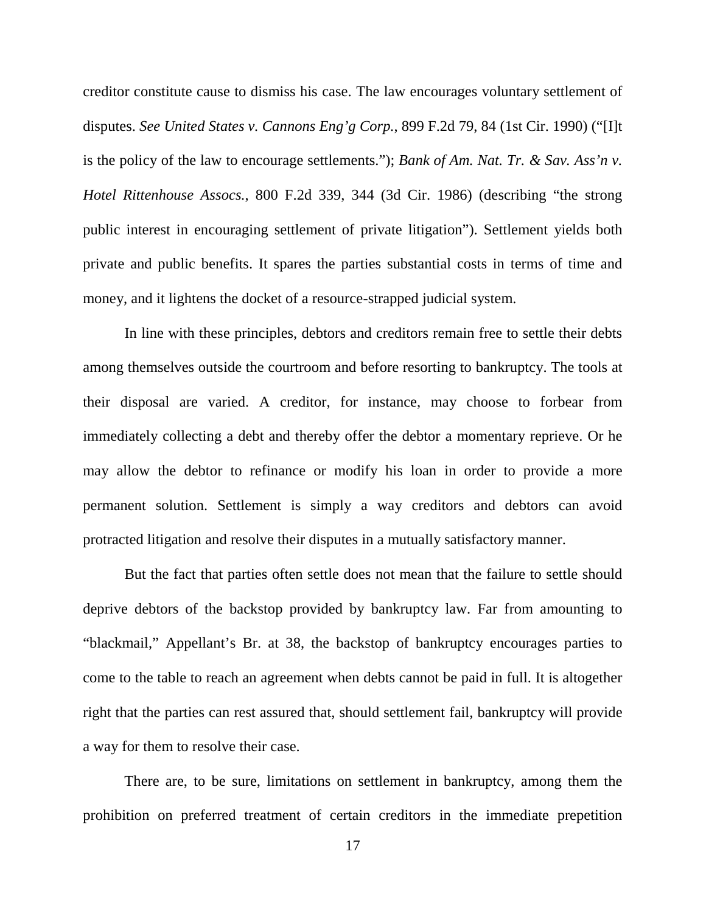creditor constitute cause to dismiss his case. The law encourages voluntary settlement of disputes. *See United States v. Cannons Eng'g Corp.*, 899 F.2d 79, 84 (1st Cir. 1990) ("[I]t is the policy of the law to encourage settlements."); *Bank of Am. Nat. Tr. & Sav. Ass'n v. Hotel Rittenhouse Assocs.*, 800 F.2d 339, 344 (3d Cir. 1986) (describing "the strong public interest in encouraging settlement of private litigation"). Settlement yields both private and public benefits. It spares the parties substantial costs in terms of time and money, and it lightens the docket of a resource-strapped judicial system.

In line with these principles, debtors and creditors remain free to settle their debts among themselves outside the courtroom and before resorting to bankruptcy. The tools at their disposal are varied. A creditor, for instance, may choose to forbear from immediately collecting a debt and thereby offer the debtor a momentary reprieve. Or he may allow the debtor to refinance or modify his loan in order to provide a more permanent solution. Settlement is simply a way creditors and debtors can avoid protracted litigation and resolve their disputes in a mutually satisfactory manner.

But the fact that parties often settle does not mean that the failure to settle should deprive debtors of the backstop provided by bankruptcy law. Far from amounting to "blackmail," Appellant's Br. at 38, the backstop of bankruptcy encourages parties to come to the table to reach an agreement when debts cannot be paid in full. It is altogether right that the parties can rest assured that, should settlement fail, bankruptcy will provide a way for them to resolve their case.

There are, to be sure, limitations on settlement in bankruptcy, among them the prohibition on preferred treatment of certain creditors in the immediate prepetition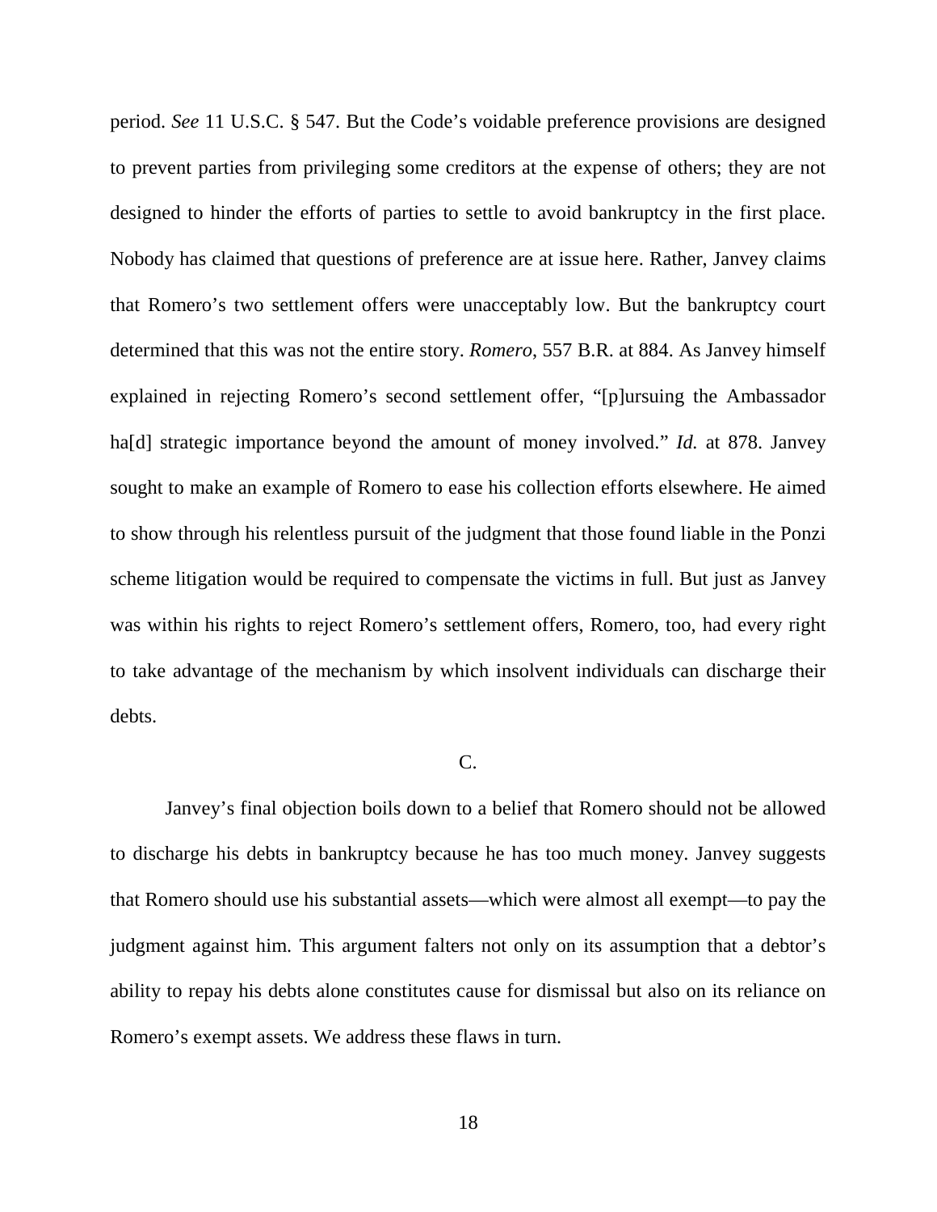period. *See* 11 U.S.C. § 547. But the Code's voidable preference provisions are designed to prevent parties from privileging some creditors at the expense of others; they are not designed to hinder the efforts of parties to settle to avoid bankruptcy in the first place. Nobody has claimed that questions of preference are at issue here. Rather, Janvey claims that Romero's two settlement offers were unacceptably low. But the bankruptcy court determined that this was not the entire story. *Romero*, 557 B.R. at 884. As Janvey himself explained in rejecting Romero's second settlement offer, "[p]ursuing the Ambassador ha[d] strategic importance beyond the amount of money involved." *Id.* at 878. Janvey sought to make an example of Romero to ease his collection efforts elsewhere. He aimed to show through his relentless pursuit of the judgment that those found liable in the Ponzi scheme litigation would be required to compensate the victims in full. But just as Janvey was within his rights to reject Romero's settlement offers, Romero, too, had every right to take advantage of the mechanism by which insolvent individuals can discharge their debts.

### C.

Janvey's final objection boils down to a belief that Romero should not be allowed to discharge his debts in bankruptcy because he has too much money. Janvey suggests that Romero should use his substantial assets—which were almost all exempt—to pay the judgment against him. This argument falters not only on its assumption that a debtor's ability to repay his debts alone constitutes cause for dismissal but also on its reliance on Romero's exempt assets. We address these flaws in turn.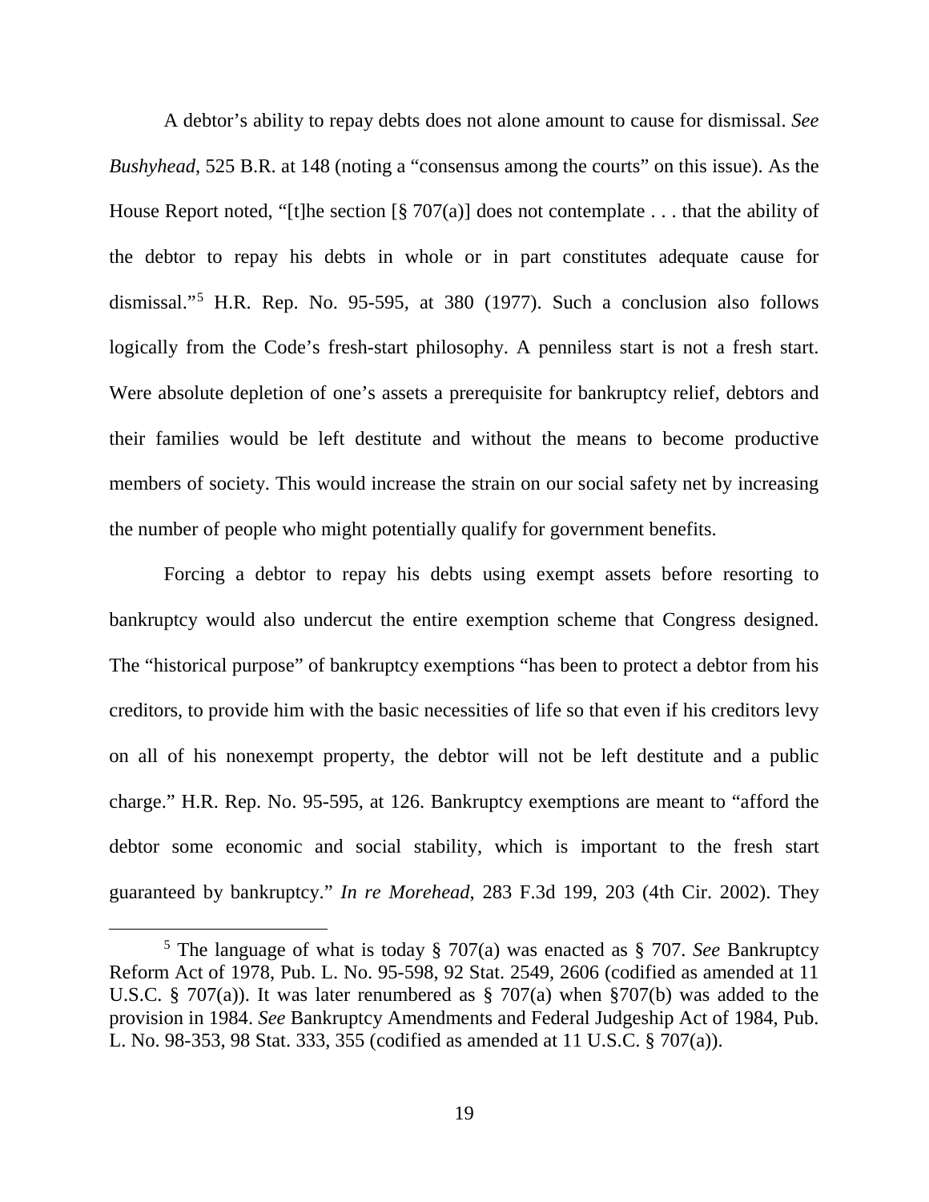A debtor's ability to repay debts does not alone amount to cause for dismissal. *See Bushyhead*, 525 B.R. at 148 (noting a "consensus among the courts" on this issue). As the House Report noted, "[t]he section [§ 707(a)] does not contemplate . . . that the ability of the debtor to repay his debts in whole or in part constitutes adequate cause for dismissal."[5] H.R. Rep. No. 95-595, at 380 (1977). Such a conclusion also follows logically from the Code's fresh-start philosophy. A penniless start is not a fresh start. Were absolute depletion of one's assets a prerequisite for bankruptcy relief, debtors and their families would be left destitute and without the means to become productive members of society. This would increase the strain on our social safety net by increasing the number of people who might potentially qualify for government benefits.

Forcing a debtor to repay his debts using exempt assets before resorting to bankruptcy would also undercut the entire exemption scheme that Congress designed. The "historical purpose" of bankruptcy exemptions "has been to protect a debtor from his creditors, to provide him with the basic necessities of life so that even if his creditors levy on all of his nonexempt property, the debtor will not be left destitute and a public charge." H.R. Rep. No. 95-595, at 126. Bankruptcy exemptions are meant to "afford the debtor some economic and social stability, which is important to the fresh start guaranteed by bankruptcy." *In re Morehead*, 283 F.3d 199, 203 (4th Cir. 2002). They

[5] The language of what is today § 707(a) was enacted as § 707. *See* Bankruptcy Reform Act of 1978, Pub. L. No. 95-598, 92 Stat. 2549, 2606 (codified as amended at 11 U.S.C. § 707(a)). It was later renumbered as § 707(a) when §707(b) was added to the provision in 1984. *See* Bankruptcy Amendments and Federal Judgeship Act of 1984, Pub. L. No. 98-353, 98 Stat. 333, 355 (codified as amended at 11 U.S.C. § 707(a)).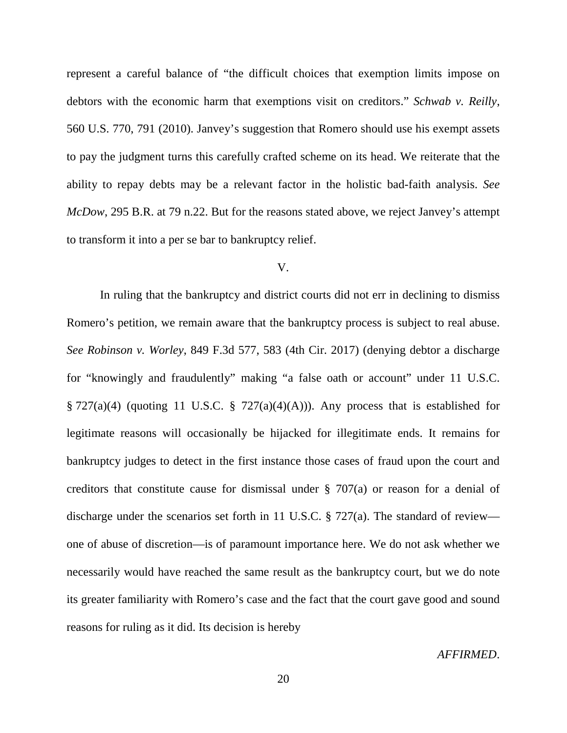represent a careful balance of "the difficult choices that exemption limits impose on debtors with the economic harm that exemptions visit on creditors." *Schwab v. Reilly*, 560 U.S. 770, 791 (2010). Janvey's suggestion that Romero should use his exempt assets to pay the judgment turns this carefully crafted scheme on its head. We reiterate that the ability to repay debts may be a relevant factor in the holistic bad-faith analysis. *See McDow*, 295 B.R. at 79 n.22. But for the reasons stated above, we reject Janvey's attempt to transform it into a per se bar to bankruptcy relief.

V.

In ruling that the bankruptcy and district courts did not err in declining to dismiss Romero's petition, we remain aware that the bankruptcy process is subject to real abuse. *See Robinson v. Worley*, 849 F.3d 577, 583 (4th Cir. 2017) (denying debtor a discharge for "knowingly and fraudulently" making "a false oath or account" under 11 U.S.C. § 727(a)(4) (quoting 11 U.S.C. § 727(a)(4)(A))). Any process that is established for legitimate reasons will occasionally be hijacked for illegitimate ends. It remains for bankruptcy judges to detect in the first instance those cases of fraud upon the court and creditors that constitute cause for dismissal under § 707(a) or reason for a denial of discharge under the scenarios set forth in 11 U.S.C. § 727(a). The standard of review—one of abuse of discretion—is of paramount importance here. We do not ask whether we necessarily would have reached the same result as the bankruptcy court, but we do note its greater familiarity with Romero's case and the fact that the court gave good and sound reasons for ruling as it did. Its decision is hereby

*AFFIRMED*.